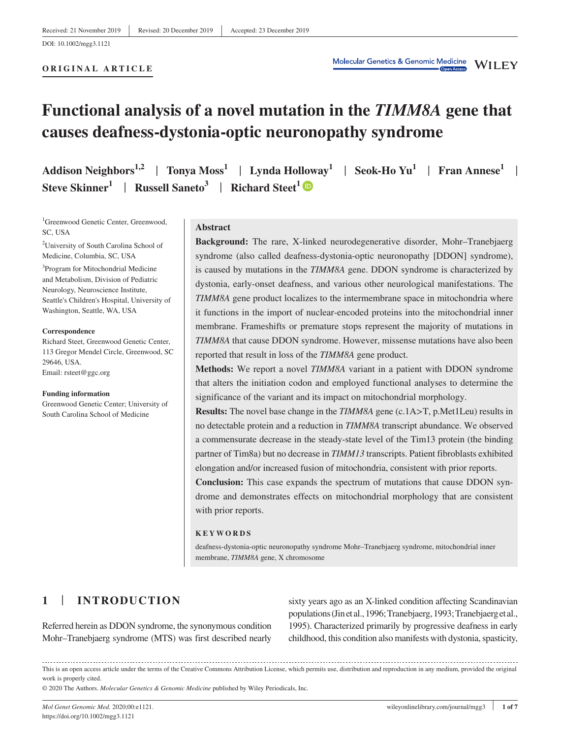Received: 21 November 2019 | Revised: 20 December 2019 | Accepted: 23 December 2019

DOI: 10.1002/mgg3.1121

**ORIGINAL ARTICLE**

# Functional analysis of a novel mutation in the *TIMM8A* gene that causes deafness-dystonia-optic neuronopathy syndrome

**Addison Neighbors[1,2] | Tonya Moss[1] | Lynda Holloway[1] | Seok-Ho Yu[1] | Fran Annese[1] | Steve Skinner[1] | Russell Saneto[3] | Richard Steet[1]**

[1]Greenwood Genetic Center, Greenwood, SC, USA

[2]University of South Carolina School of Medicine, Columbia, SC, USA

[3]Program for Mitochondrial Medicine and Metabolism, Division of Pediatric Neurology, Neuroscience Institute, Seattle's Children's Hospital, University of Washington, Seattle, WA, USA

**Correspondence**
Richard Steet, Greenwood Genetic Center, 113 Gregor Mendel Circle, Greenwood, SC 29646, USA.
Email: rsteet@ggc.org

**Funding information**
Greenwood Genetic Center; University of South Carolina School of Medicine

## Abstract

**Background:** The rare, X-linked neurodegenerative disorder, Mohr–Tranebjaerg syndrome (also called deafness-dystonia-optic neuronopathy [DDON] syndrome), is caused by mutations in the *TIMM8A* gene. DDON syndrome is characterized by dystonia, early-onset deafness, and various other neurological manifestations. The *TIMM8A* gene product localizes to the intermembrane space in mitochondria where it functions in the import of nuclear-encoded proteins into the mitochondrial inner membrane. Frameshifts or premature stops represent the majority of mutations in *TIMM8A* that cause DDON syndrome. However, missense mutations have also been reported that result in loss of the *TIMM8A* gene product.

**Methods:** We report a novel *TIMM8A* variant in a patient with DDON syndrome that alters the initiation codon and employed functional analyses to determine the significance of the variant and its impact on mitochondrial morphology.

**Results:** The novel base change in the *TIMM8A* gene (c.1A>T, p.Met1Leu) results in no detectable protein and a reduction in *TIMM8A* transcript abundance. We observed a commensurate decrease in the steady-state level of the Tim13 protein (the binding partner of Tim8a) but no decrease in *TIMM13* transcripts. Patient fibroblasts exhibited elongation and/or increased fusion of mitochondria, consistent with prior reports.

**Conclusion:** This case expands the spectrum of mutations that cause DDON syndrome and demonstrates effects on mitochondrial morphology that are consistent with prior reports.

**KEYWORDS**

deafness-dystonia-optic neuronopathy syndrome Mohr–Tranebjaerg syndrome, mitochondrial inner membrane, *TIMM8A* gene, X chromosome

## 1 | INTRODUCTION

Referred herein as DDON syndrome, the synonymous condition Mohr–Tranebjaerg syndrome (MTS) was first described nearly sixty years ago as an X-linked condition affecting Scandinavian populations (Jin et al., 1996; Tranebjaerg, 1993; Tranebjaerg et al., 1995). Characterized primarily by progressive deafness in early childhood, this condition also manifests with dystonia, spasticity,

This is an open access article under the terms of the Creative Commons Attribution License, which permits use, distribution and reproduction in any medium, provided the original work is properly cited.

© 2020 The Authors. *Molecular Genetics & Genomic Medicine* published by Wiley Periodicals, Inc.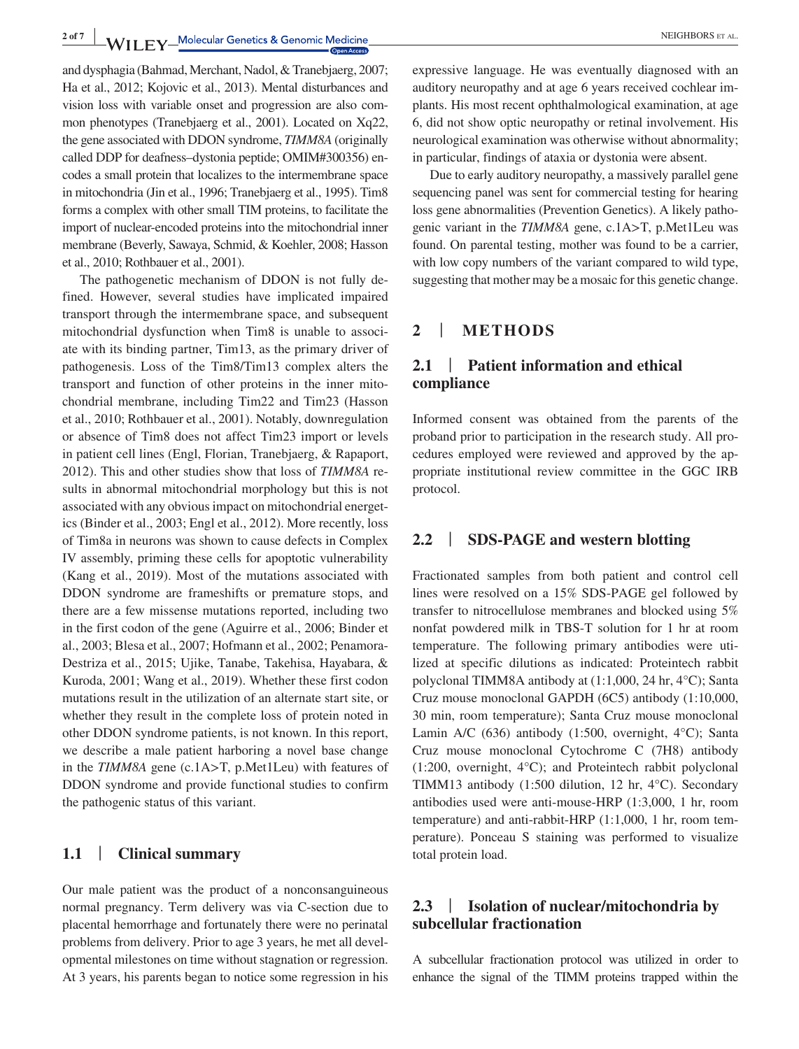and dysphagia (Bahmad, Merchant, Nadol, & Tranebjaerg, 2007; Ha et al., 2012; Kojovic et al., 2013). Mental disturbances and vision loss with variable onset and progression are also common phenotypes (Tranebjaerg et al., 2001). Located on Xq22, the gene associated with DDON syndrome, *TIMM8A* (originally called DDP for deafness–dystonia peptide; OMIM#300356) encodes a small protein that localizes to the intermembrane space in mitochondria (Jin et al., 1996; Tranebjaerg et al., 1995). Tim8 forms a complex with other small TIM proteins, to facilitate the import of nuclear-encoded proteins into the mitochondrial inner membrane (Beverly, Sawaya, Schmid, & Koehler, 2008; Hasson et al., 2010; Rothbauer et al., 2001).

The pathogenetic mechanism of DDON is not fully defined. However, several studies have implicated impaired transport through the intermembrane space, and subsequent mitochondrial dysfunction when Tim8 is unable to associate with its binding partner, Tim13, as the primary driver of pathogenesis. Loss of the Tim8/Tim13 complex alters the transport and function of other proteins in the inner mitochondrial membrane, including Tim22 and Tim23 (Hasson et al., 2010; Rothbauer et al., 2001). Notably, downregulation or absence of Tim8 does not affect Tim23 import or levels in patient cell lines (Engl, Florian, Tranebjaerg, & Rapaport, 2012). This and other studies show that loss of *TIMM8A* results in abnormal mitochondrial morphology but this is not associated with any obvious impact on mitochondrial energetics (Binder et al., 2003; Engl et al., 2012). More recently, loss of Tim8a in neurons was shown to cause defects in Complex IV assembly, priming these cells for apoptotic vulnerability (Kang et al., 2019). Most of the mutations associated with DDON syndrome are frameshifts or premature stops, and there are a few missense mutations reported, including two in the first codon of the gene (Aguirre et al., 2006; Binder et al., 2003; Blesa et al., 2007; Hofmann et al., 2002; Penamora-Destriza et al., 2015; Ujike, Tanabe, Takehisa, Hayabara, & Kuroda, 2001; Wang et al., 2019). Whether these first codon mutations result in the utilization of an alternate start site, or whether they result in the complete loss of protein noted in other DDON syndrome patients, is not known. In this report, we describe a male patient harboring a novel base change in the *TIMM8A* gene (c.1A>T, p.Met1Leu) with features of DDON syndrome and provide functional studies to confirm the pathogenic status of this variant.

### 1.1 | Clinical summary

Our male patient was the product of a nonconsanguineous normal pregnancy. Term delivery was via C-section due to placental hemorrhage and fortunately there were no perinatal problems from delivery. Prior to age 3 years, he met all developmental milestones on time without stagnation or regression. At 3 years, his parents began to notice some regression in his expressive language. He was eventually diagnosed with an auditory neuropathy and at age 6 years received cochlear implants. His most recent ophthalmological examination, at age 6, did not show optic neuropathy or retinal involvement. His neurological examination was otherwise without abnormality; in particular, findings of ataxia or dystonia were absent.

Due to early auditory neuropathy, a massively parallel gene sequencing panel was sent for commercial testing for hearing loss gene abnormalities (Prevention Genetics). A likely pathogenic variant in the *TIMM8A* gene, c.1A>T, p.Met1Leu was found. On parental testing, mother was found to be a carrier, with low copy numbers of the variant compared to wild type, suggesting that mother may be a mosaic for this genetic change.

## 2 | METHODS

### 2.1 | Patient information and ethical compliance

Informed consent was obtained from the parents of the proband prior to participation in the research study. All procedures employed were reviewed and approved by the appropriate institutional review committee in the GGC IRB protocol.

### 2.2 | SDS-PAGE and western blotting

Fractionated samples from both patient and control cell lines were resolved on a 15% SDS-PAGE gel followed by transfer to nitrocellulose membranes and blocked using 5% nonfat powdered milk in TBS-T solution for 1 hr at room temperature. The following primary antibodies were utilized at specific dilutions as indicated: Proteintech rabbit polyclonal TIMM8A antibody at (1:1,000, 24 hr, 4°C); Santa Cruz mouse monoclonal GAPDH (6C5) antibody (1:10,000, 30 min, room temperature); Santa Cruz mouse monoclonal Lamin A/C (636) antibody (1:500, overnight, 4°C); Santa Cruz mouse monoclonal Cytochrome C (7H8) antibody (1:200, overnight, 4°C); and Proteintech rabbit polyclonal TIMM13 antibody (1:500 dilution, 12 hr, 4°C). Secondary antibodies used were anti-mouse-HRP (1:3,000, 1 hr, room temperature) and anti-rabbit-HRP (1:1,000, 1 hr, room temperature). Ponceau S staining was performed to visualize total protein load.

### 2.3 | Isolation of nuclear/mitochondria by subcellular fractionation

A subcellular fractionation protocol was utilized in order to enhance the signal of the TIMM proteins trapped within the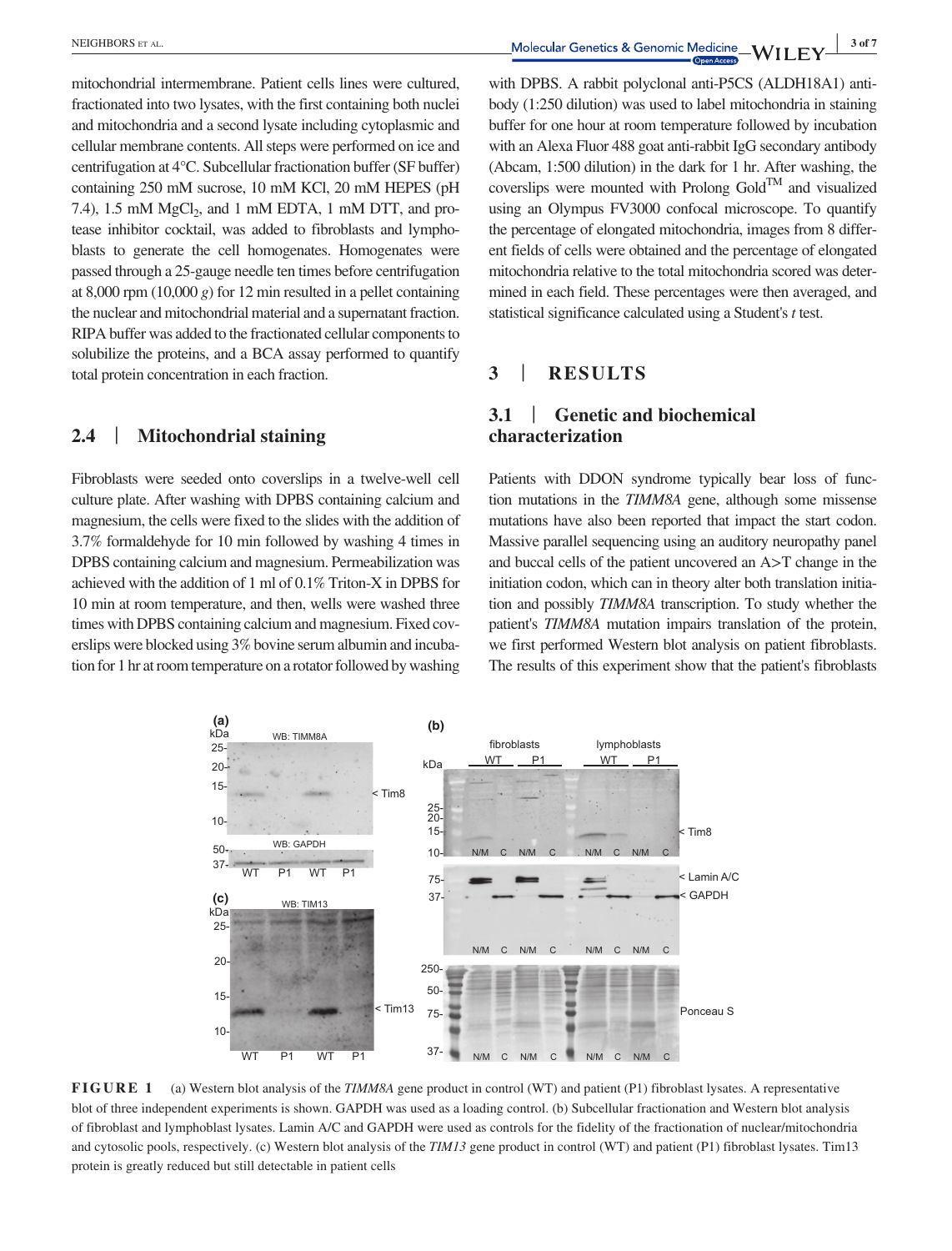mitochondrial intermembrane. Patient cells lines were cultured, fractionated into two lysates, with the first containing both nuclei and mitochondria and a second lysate including cytoplasmic and cellular membrane contents. All steps were performed on ice and centrifugation at 4°C. Subcellular fractionation buffer (SF buffer) containing 250 mM sucrose, 10 mM KCl, 20 mM HEPES (pH 7.4), 1.5 mM $MgCl_2$, and 1 mM EDTA, 1 mM DTT, and protease inhibitor cocktail, was added to fibroblasts and lymphoblasts to generate the cell homogenates. Homogenates were passed through a 25-gauge needle ten times before centrifugation at 8,000 rpm (10,000 *g*) for 12 min resulted in a pellet containing the nuclear and mitochondrial material and a supernatant fraction. RIPA buffer was added to the fractionated cellular components to solubilize the proteins, and a BCA assay performed to quantify total protein concentration in each fraction.

## 2.4 | Mitochondrial staining

Fibroblasts were seeded onto coverslips in a twelve-well cell culture plate. After washing with DPBS containing calcium and magnesium, the cells were fixed to the slides with the addition of 3.7% formaldehyde for 10 min followed by washing 4 times in DPBS containing calcium and magnesium. Permeabilization was achieved with the addition of 1 ml of 0.1% Triton-X in DPBS for 10 min at room temperature, and then, wells were washed three times with DPBS containing calcium and magnesium. Fixed coverslips were blocked using 3% bovine serum albumin and incubation for 1 hr at room temperature on a rotator followed by washing with DPBS. A rabbit polyclonal anti-P5CS (ALDH18A1) antibody (1:250 dilution) was used to label mitochondria in staining buffer for one hour at room temperature followed by incubation with an Alexa Fluor 488 goat anti-rabbit IgG secondary antibody (Abcam, 1:500 dilution) in the dark for 1 hr. After washing, the coverslips were mounted with Prolong Gold™ and visualized using an Olympus FV3000 confocal microscope. To quantify the percentage of elongated mitochondria, images from 8 different fields of cells were obtained and the percentage of elongated mitochondria relative to the total mitochondria scored was determined in each field. These percentages were then averaged, and statistical significance calculated using a Student's *t* test.

# 3 | RESULTS

## 3.1 | Genetic and biochemical characterization

Patients with DDON syndrome typically bear loss of function mutations in the *TIMM8A* gene, although some missense mutations have also been reported that impact the start codon. Massive parallel sequencing using an auditory neuropathy panel and buccal cells of the patient uncovered an A>T change in the initiation codon, which can in theory alter both translation initiation and possibly *TIMM8A* transcription. To study whether the patient's *TIMM8A* mutation impairs translation of the protein, we first performed Western blot analysis on patient fibroblasts. The results of this experiment show that the patient's fibroblasts

**FIGURE 1** (a) Western blot analysis of the *TIMM8A* gene product in control (WT) and patient (P1) fibroblast lysates. A representative blot of three independent experiments is shown. GAPDH was used as a loading control. (b) Subcellular fractionation and Western blot analysis of fibroblast and lymphoblast lysates. Lamin A/C and GAPDH were used as controls for the fidelity of the fractionation of nuclear/mitochondria and cytosolic pools, respectively. (c) Western blot analysis of the *TIM13* gene product in control (WT) and patient (P1) fibroblast lysates. Tim13 protein is greatly reduced but still detectable in patient cells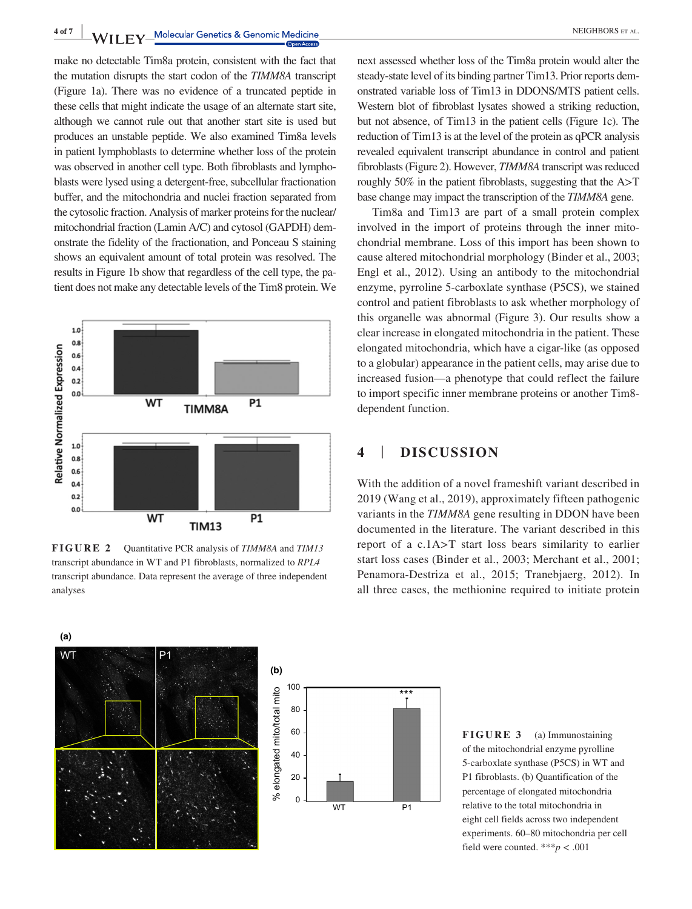make no detectable Tim8a protein, consistent with the fact that the mutation disrupts the start codon of the *TIMM8A* transcript (Figure 1a). There was no evidence of a truncated peptide in these cells that might indicate the usage of an alternate start site, although we cannot rule out that another start site is used but produces an unstable peptide. We also examined Tim8a levels in patient lymphoblasts to determine whether loss of the protein was observed in another cell type. Both fibroblasts and lymphoblasts were lysed using a detergent-free, subcellular fractionation buffer, and the mitochondria and nuclei fraction separated from the cytosolic fraction. Analysis of marker proteins for the nuclear/mitochondrial fraction (Lamin A/C) and cytosol (GAPDH) demonstrate the fidelity of the fractionation, and Ponceau S staining shows an equivalent amount of total protein was resolved. The results in Figure 1b show that regardless of the cell type, the patient does not make any detectable levels of the Tim8 protein. We next assessed whether loss of the Tim8a protein would alter the steady-state level of its binding partner Tim13. Prior reports demonstrated variable loss of Tim13 in DDONS/MTS patient cells. Western blot of fibroblast lysates showed a striking reduction, but not absence, of Tim13 in the patient cells (Figure 1c). The reduction of Tim13 is at the level of the protein as qPCR analysis revealed equivalent transcript abundance in control and patient fibroblasts (Figure 2). However, *TIMM8A* transcript was reduced roughly 50% in the patient fibroblasts, suggesting that the A>T base change may impact the transcription of the *TIMM8A* gene.

**FIGURE 2** Quantitative PCR analysis of *TIMM8A* and *TIM13* transcript abundance in WT and P1 fibroblasts, normalized to *RPL4* transcript abundance. Data represent the average of three independent analyses

Tim8a and Tim13 are part of a small protein complex involved in the import of proteins through the inner mitochondrial membrane. Loss of this import has been shown to cause altered mitochondrial morphology (Binder et al., 2003; Engl et al., 2012). Using an antibody to the mitochondrial enzyme, pyrroline 5-carboxlate synthase (P5CS), we stained control and patient fibroblasts to ask whether morphology of this organelle was abnormal (Figure 3). Our results show a clear increase in elongated mitochondria in the patient. These elongated mitochondria, which have a cigar-like (as opposed to a globular) appearance in the patient cells, may arise due to increased fusion—a phenotype that could reflect the failure to import specific inner membrane proteins or another Tim8-dependent function.

## 4 | DISCUSSION

With the addition of a novel frameshift variant described in 2019 (Wang et al., 2019), approximately fifteen pathogenic variants in the *TIMM8A* gene resulting in DDON have been documented in the literature. The variant described in this report of a c.1A>T start loss bears similarity to earlier start loss cases (Binder et al., 2003; Merchant et al., 2001; Penamora-Destriza et al., 2015; Tranebjaerg, 2012). In all three cases, the methionine required to initiate protein

**FIGURE 3** (a) Immunostaining of the mitochondrial enzyme pyrroline 5-carboxlate synthase (P5CS) in WT and P1 fibroblasts. (b) Quantification of the percentage of elongated mitochondria relative to the total mitochondria in eight cell fields across two independent experiments. 60–80 mitochondria per cell field were counted. $^{***}p < .001$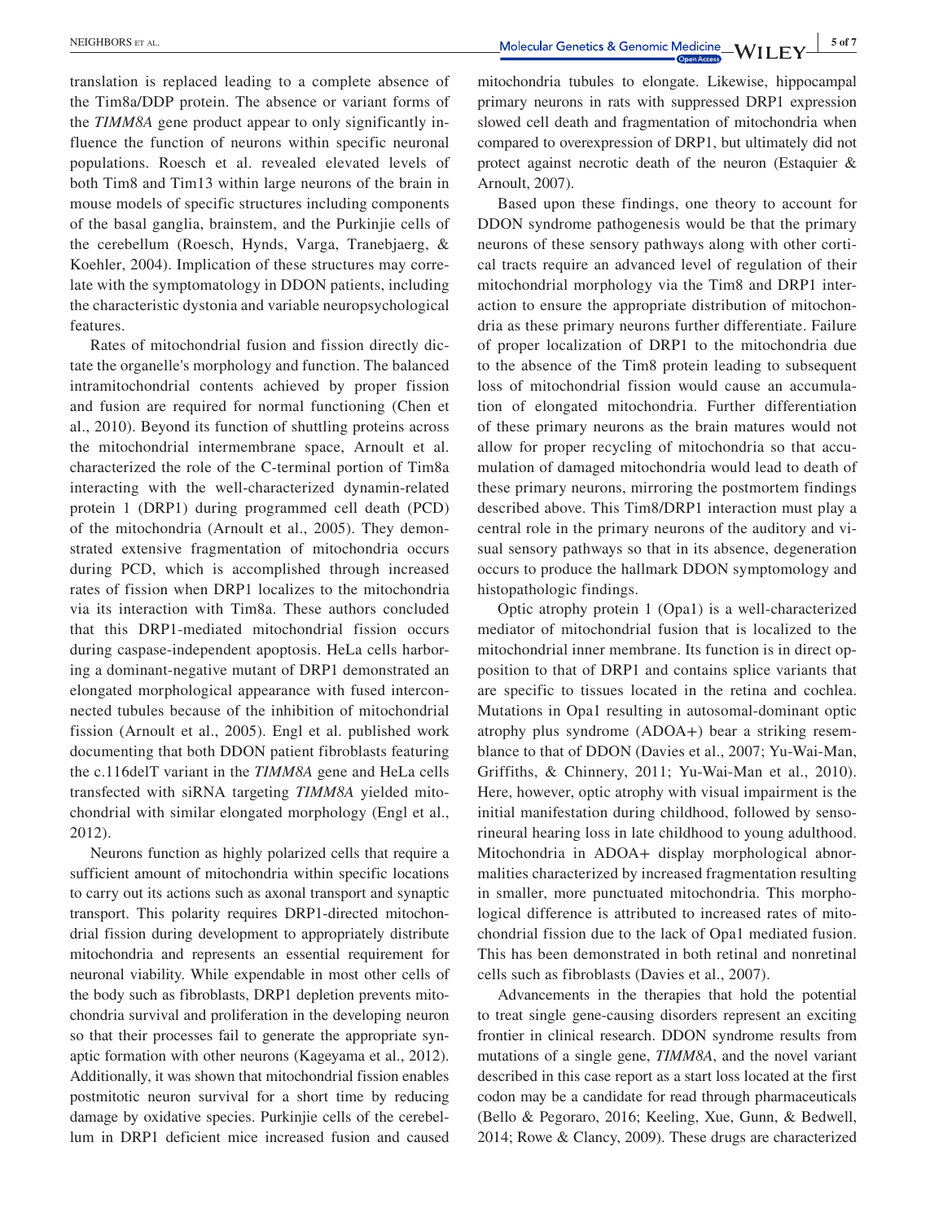translation is replaced leading to a complete absence of the Tim8a/DDP protein. The absence or variant forms of the *TIMM8A* gene product appear to only significantly influence the function of neurons within specific neuronal populations. Roesch et al. revealed elevated levels of both Tim8 and Tim13 within large neurons of the brain in mouse models of specific structures including components of the basal ganglia, brainstem, and the Purkinjie cells of the cerebellum (Roesch, Hynds, Varga, Tranebjaerg, & Koehler, 2004). Implication of these structures may correlate with the symptomatology in DDON patients, including the characteristic dystonia and variable neuropsychological features.

Rates of mitochondrial fusion and fission directly dictate the organelle's morphology and function. The balanced intramitochondrial contents achieved by proper fission and fusion are required for normal functioning (Chen et al., 2010). Beyond its function of shuttling proteins across the mitochondrial intermembrane space, Arnoult et al. characterized the role of the C-terminal portion of Tim8a interacting with the well-characterized dynamin-related protein 1 (DRP1) during programmed cell death (PCD) of the mitochondria (Arnoult et al., 2005). They demonstrated extensive fragmentation of mitochondria occurs during PCD, which is accomplished through increased rates of fission when DRP1 localizes to the mitochondria via its interaction with Tim8a. These authors concluded that this DRP1-mediated mitochondrial fission occurs during caspase-independent apoptosis. HeLa cells harboring a dominant-negative mutant of DRP1 demonstrated an elongated morphological appearance with fused interconnected tubules because of the inhibition of mitochondrial fission (Arnoult et al., 2005). Engl et al. published work documenting that both DDON patient fibroblasts featuring the c.116delT variant in the *TIMM8A* gene and HeLa cells transfected with siRNA targeting *TIMM8A* yielded mitochondrial with similar elongated morphology (Engl et al., 2012).

Neurons function as highly polarized cells that require a sufficient amount of mitochondria within specific locations to carry out its actions such as axonal transport and synaptic transport. This polarity requires DRP1-directed mitochondrial fission during development to appropriately distribute mitochondria and represents an essential requirement for neuronal viability. While expendable in most other cells of the body such as fibroblasts, DRP1 depletion prevents mitochondria survival and proliferation in the developing neuron so that their processes fail to generate the appropriate synaptic formation with other neurons (Kageyama et al., 2012). Additionally, it was shown that mitochondrial fission enables postmitotic neuron survival for a short time by reducing damage by oxidative species. Purkinjie cells of the cerebellum in DRP1 deficient mice increased fusion and caused mitochondria tubules to elongate. Likewise, hippocampal primary neurons in rats with suppressed DRP1 expression slowed cell death and fragmentation of mitochondria when compared to overexpression of DRP1, but ultimately did not protect against necrotic death of the neuron (Estaquier & Arnoult, 2007).

Based upon these findings, one theory to account for DDON syndrome pathogenesis would be that the primary neurons of these sensory pathways along with other cortical tracts require an advanced level of regulation of their mitochondrial morphology via the Tim8 and DRP1 interaction to ensure the appropriate distribution of mitochondria as these primary neurons further differentiate. Failure of proper localization of DRP1 to the mitochondria due to the absence of the Tim8 protein leading to subsequent loss of mitochondrial fission would cause an accumulation of elongated mitochondria. Further differentiation of these primary neurons as the brain matures would not allow for proper recycling of mitochondria so that accumulation of damaged mitochondria would lead to death of these primary neurons, mirroring the postmortem findings described above. This Tim8/DRP1 interaction must play a central role in the primary neurons of the auditory and visual sensory pathways so that in its absence, degeneration occurs to produce the hallmark DDON symptomology and histopathologic findings.

Optic atrophy protein 1 (Opa1) is a well-characterized mediator of mitochondrial fusion that is localized to the mitochondrial inner membrane. Its function is in direct opposition to that of DRP1 and contains splice variants that are specific to tissues located in the retina and cochlea. Mutations in Opa1 resulting in autosomal-dominant optic atrophy plus syndrome (ADOA+) bear a striking resemblance to that of DDON (Davies et al., 2007; Yu-Wai-Man, Griffiths, & Chinnery, 2011; Yu-Wai-Man et al., 2010). Here, however, optic atrophy with visual impairment is the initial manifestation during childhood, followed by sensorineural hearing loss in late childhood to young adulthood. Mitochondria in ADOA+ display morphological abnormalities characterized by increased fragmentation resulting in smaller, more punctuated mitochondria. This morphological difference is attributed to increased rates of mitochondrial fission due to the lack of Opa1 mediated fusion. This has been demonstrated in both retinal and nonretinal cells such as fibroblasts (Davies et al., 2007).

Advancements in the therapies that hold the potential to treat single gene-causing disorders represent an exciting frontier in clinical research. DDON syndrome results from mutations of a single gene, *TIMM8A*, and the novel variant described in this case report as a start loss located at the first codon may be a candidate for read through pharmaceuticals (Bello & Pegoraro, 2016; Keeling, Xue, Gunn, & Bedwell, 2014; Rowe & Clancy, 2009). These drugs are characterized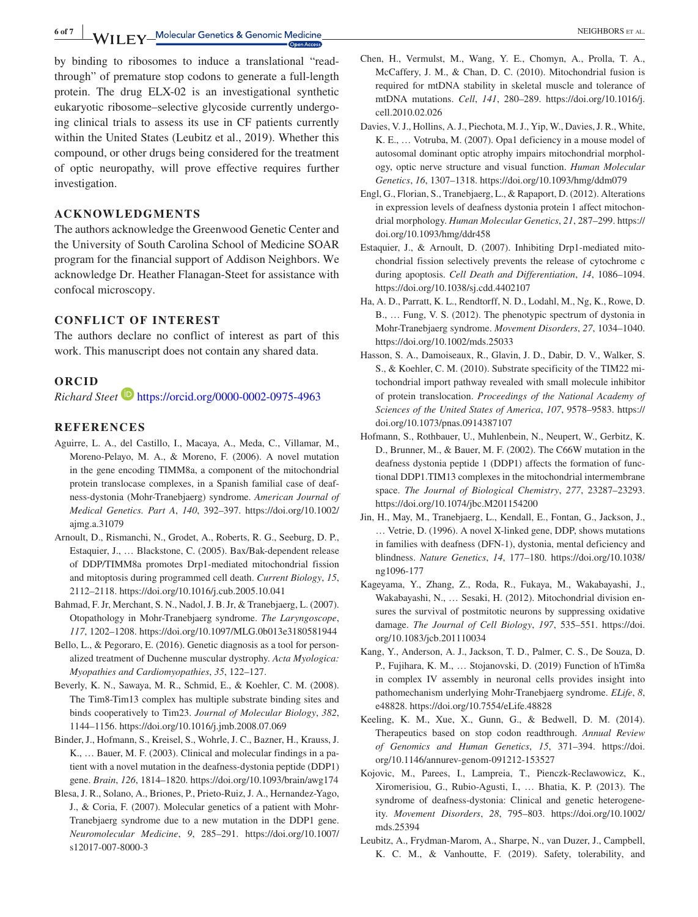by binding to ribosomes to induce a translational "read-through" of premature stop codons to generate a full-length protein. The drug ELX-02 is an investigational synthetic eukaryotic ribosome–selective glycoside currently undergoing clinical trials to assess its use in CF patients currently within the United States (Leubitz et al., 2019). Whether this compound, or other drugs being considered for the treatment of optic neuropathy, will prove effective requires further investigation.

## ACKNOWLEDGMENTS

The authors acknowledge the Greenwood Genetic Center and the University of South Carolina School of Medicine SOAR program for the financial support of Addison Neighbors. We acknowledge Dr. Heather Flanagan-Steet for assistance with confocal microscopy.

## CONFLICT OF INTEREST

The authors declare no conflict of interest as part of this work. This manuscript does not contain any shared data.

## ORCID

*Richard Steet* https://orcid.org/0000-0002-0975-4963

## REFERENCES

Aguirre, L. A., del Castillo, I., Macaya, A., Meda, C., Villamar, M., Moreno-Pelayo, M. A., & Moreno, F. (2006). A novel mutation in the gene encoding TIMM8a, a component of the mitochondrial protein translocase complexes, in a Spanish familial case of deafness-dystonia (Mohr-Tranebjaerg) syndrome. *American Journal of Medical Genetics. Part A*, *140*, 392–397. https://doi.org/10.1002/ajmg.a.31079

Arnoult, D., Rismanchi, N., Grodet, A., Roberts, R. G., Seeburg, D. P., Estaquier, J., … Blackstone, C. (2005). Bax/Bak-dependent release of DDP/TIMM8a promotes Drp1-mediated mitochondrial fission and mitoptosis during programmed cell death. *Current Biology*, *15*, 2112–2118. https://doi.org/10.1016/j.cub.2005.10.041

Bahmad, F. Jr, Merchant, S. N., Nadol, J. B. Jr, & Tranebjaerg, L. (2007). Otopathology in Mohr-Tranebjaerg syndrome. *The Laryngoscope*, *117*, 1202–1208. https://doi.org/10.1097/MLG.0b013e3180581944

Bello, L., & Pegoraro, E. (2016). Genetic diagnosis as a tool for personalized treatment of Duchenne muscular dystrophy. *Acta Myologica: Myopathies and Cardiomyopathies*, *35*, 122–127.

Beverly, K. N., Sawaya, M. R., Schmid, E., & Koehler, C. M. (2008). The Tim8-Tim13 complex has multiple substrate binding sites and binds cooperatively to Tim23. *Journal of Molecular Biology*, *382*, 1144–1156. https://doi.org/10.1016/j.jmb.2008.07.069

Binder, J., Hofmann, S., Kreisel, S., Wohrle, J. C., Bazner, H., Krauss, J. K., … Bauer, M. F. (2003). Clinical and molecular findings in a patient with a novel mutation in the deafness-dystonia peptide (DDP1) gene. *Brain*, *126*, 1814–1820. https://doi.org/10.1093/brain/awg174

Blesa, J. R., Solano, A., Briones, P., Prieto-Ruiz, J. A., Hernandez-Yago, J., & Coria, F. (2007). Molecular genetics of a patient with Mohr-Tranebjaerg syndrome due to a new mutation in the DDP1 gene. *Neuromolecular Medicine*, *9*, 285–291. https://doi.org/10.1007/s12017-007-8000-3

Chen, H., Vermulst, M., Wang, Y. E., Chomyn, A., Prolla, T. A., McCaffery, J. M., & Chan, D. C. (2010). Mitochondrial fusion is required for mtDNA stability in skeletal muscle and tolerance of mtDNA mutations. *Cell*, *141*, 280–289. https://doi.org/10.1016/j.cell.2010.02.026

Davies, V. J., Hollins, A. J., Piechota, M. J., Yip, W., Davies, J. R., White, K. E., … Votruba, M. (2007). Opa1 deficiency in a mouse model of autosomal dominant optic atrophy impairs mitochondrial morphology, optic nerve structure and visual function. *Human Molecular Genetics*, *16*, 1307–1318. https://doi.org/10.1093/hmg/ddm079

Engl, G., Florian, S., Tranebjaerg, L., & Rapaport, D. (2012). Alterations in expression levels of deafness dystonia protein 1 affect mitochondrial morphology. *Human Molecular Genetics*, *21*, 287–299. https://doi.org/10.1093/hmg/ddr458

Estaquier, J., & Arnoult, D. (2007). Inhibiting Drp1-mediated mitochondrial fission selectively prevents the release of cytochrome c during apoptosis. *Cell Death and Differentiation*, *14*, 1086–1094. https://doi.org/10.1038/sj.cdd.4402107

Ha, A. D., Parratt, K. L., Rendtorff, N. D., Lodahl, M., Ng, K., Rowe, D. B., … Fung, V. S. (2012). The phenotypic spectrum of dystonia in Mohr-Tranebjaerg syndrome. *Movement Disorders*, *27*, 1034–1040. https://doi.org/10.1002/mds.25033

Hasson, S. A., Damoiseaux, R., Glavin, J. D., Dabir, D. V., Walker, S. S., & Koehler, C. M. (2010). Substrate specificity of the TIM22 mitochondrial import pathway revealed with small molecule inhibitor of protein translocation. *Proceedings of the National Academy of Sciences of the United States of America*, *107*, 9578–9583. https://doi.org/10.1073/pnas.0914387107

Hofmann, S., Rothbauer, U., Muhlenbein, N., Neupert, W., Gerbitz, K. D., Brunner, M., & Bauer, M. F. (2002). The C66W mutation in the deafness dystonia peptide 1 (DDP1) affects the formation of functional DDP1.TIM13 complexes in the mitochondrial intermembrane space. *The Journal of Biological Chemistry*, *277*, 23287–23293. https://doi.org/10.1074/jbc.M201154200

Jin, H., May, M., Tranebjaerg, L., Kendall, E., Fontan, G., Jackson, J., … Vetrie, D. (1996). A novel X-linked gene, DDP, shows mutations in families with deafness (DFN-1), dystonia, mental deficiency and blindness. *Nature Genetics*, *14*, 177–180. https://doi.org/10.1038/ng1096-177

Kageyama, Y., Zhang, Z., Roda, R., Fukaya, M., Wakabayashi, J., Wakabayashi, N., … Sesaki, H. (2012). Mitochondrial division ensures the survival of postmitotic neurons by suppressing oxidative damage. *The Journal of Cell Biology*, *197*, 535–551. https://doi.org/10.1083/jcb.201110034

Kang, Y., Anderson, A. J., Jackson, T. D., Palmer, C. S., De Souza, D. P., Fujihara, K. M., … Stojanovski, D. (2019) Function of hTim8a in complex IV assembly in neuronal cells provides insight into pathomechanism underlying Mohr-Tranebjaerg syndrome. *ELife*, *8*, e48828. https://doi.org/10.7554/eLife.48828

Keeling, K. M., Xue, X., Gunn, G., & Bedwell, D. M. (2014). Therapeutics based on stop codon readthrough. *Annual Review of Genomics and Human Genetics*, *15*, 371–394. https://doi.org/10.1146/annurev-genom-091212-153527

Kojovic, M., Parees, I., Lampreia, T., Pienczk-Reclawowicz, K., Xiromerisiou, G., Rubio-Agusti, I., … Bhatia, K. P. (2013). The syndrome of deafness-dystonia: Clinical and genetic heterogeneity. *Movement Disorders*, *28*, 795–803. https://doi.org/10.1002/mds.25394

Leubitz, A., Frydman-Marom, A., Sharpe, N., van Duzer, J., Campbell, K. C. M., & Vanhoutte, F. (2019). Safety, tolerability, and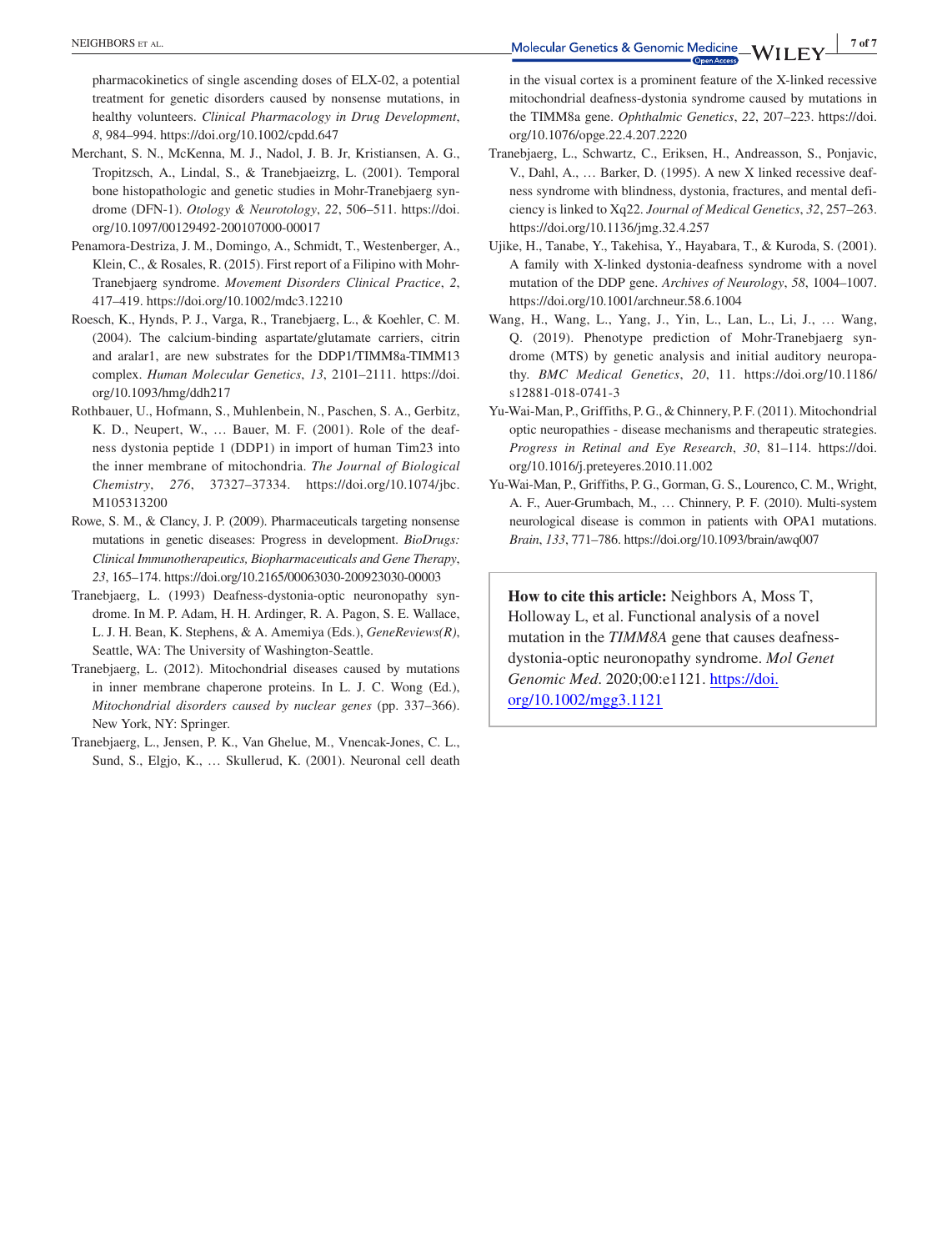pharmacokinetics of single ascending doses of ELX-02, a potential treatment for genetic disorders caused by nonsense mutations, in healthy volunteers. *Clinical Pharmacology in Drug Development*, *8*, 984–994. https://doi.org/10.1002/cpdd.647

Merchant, S. N., McKenna, M. J., Nadol, J. B. Jr, Kristiansen, A. G., Tropitzsch, A., Lindal, S., & Tranebjaeizrg, L. (2001). Temporal bone histopathologic and genetic studies in Mohr-Tranebjaerg syndrome (DFN-1). *Otology & Neurotology*, *22*, 506–511. https://doi.org/10.1097/00129492-200107000-00017

Penamora-Destriza, J. M., Domingo, A., Schmidt, T., Westenberger, A., Klein, C., & Rosales, R. (2015). First report of a Filipino with Mohr-Tranebjaerg syndrome. *Movement Disorders Clinical Practice*, *2*, 417–419. https://doi.org/10.1002/mdc3.12210

Roesch, K., Hynds, P. J., Varga, R., Tranebjaerg, L., & Koehler, C. M. (2004). The calcium-binding aspartate/glutamate carriers, citrin and aralar1, are new substrates for the DDP1/TIMM8a-TIMM13 complex. *Human Molecular Genetics*, *13*, 2101–2111. https://doi.org/10.1093/hmg/ddh217

Rothbauer, U., Hofmann, S., Muhlenbein, N., Paschen, S. A., Gerbitz, K. D., Neupert, W., … Bauer, M. F. (2001). Role of the deafness dystonia peptide 1 (DDP1) in import of human Tim23 into the inner membrane of mitochondria. *The Journal of Biological Chemistry*, *276*, 37327–37334. https://doi.org/10.1074/jbc.M105313200

Rowe, S. M., & Clancy, J. P. (2009). Pharmaceuticals targeting nonsense mutations in genetic diseases: Progress in development. *BioDrugs: Clinical Immunotherapeutics, Biopharmaceuticals and Gene Therapy*, *23*, 165–174. https://doi.org/10.2165/00063030-200923030-00003

Tranebjaerg, L. (1993) Deafness-dystonia-optic neuronopathy syndrome. In M. P. Adam, H. H. Ardinger, R. A. Pagon, S. E. Wallace, L. J. H. Bean, K. Stephens, & A. Amemiya (Eds.), *GeneReviews(R)*, Seattle, WA: The University of Washington-Seattle.

Tranebjaerg, L. (2012). Mitochondrial diseases caused by mutations in inner membrane chaperone proteins. In L. J. C. Wong (Ed.), *Mitochondrial disorders caused by nuclear genes* (pp. 337–366). New York, NY: Springer.

Tranebjaerg, L., Jensen, P. K., Van Ghelue, M., Vnencak-Jones, C. L., Sund, S., Elgjo, K., … Skullerud, K. (2001). Neuronal cell death in the visual cortex is a prominent feature of the X-linked recessive mitochondrial deafness-dystonia syndrome caused by mutations in the TIMM8a gene. *Ophthalmic Genetics*, *22*, 207–223. https://doi.org/10.1076/opge.22.4.207.2220

Tranebjaerg, L., Schwartz, C., Eriksen, H., Andreasson, S., Ponjavic, V., Dahl, A., … Barker, D. (1995). A new X linked recessive deafness syndrome with blindness, dystonia, fractures, and mental deficiency is linked to Xq22. *Journal of Medical Genetics*, *32*, 257–263. https://doi.org/10.1136/jmg.32.4.257

Ujike, H., Tanabe, Y., Takehisa, Y., Hayabara, T., & Kuroda, S. (2001). A family with X-linked dystonia-deafness syndrome with a novel mutation of the DDP gene. *Archives of Neurology*, *58*, 1004–1007. https://doi.org/10.1001/archneur.58.6.1004

Wang, H., Wang, L., Yang, J., Yin, L., Lan, L., Li, J., … Wang, Q. (2019). Phenotype prediction of Mohr-Tranebjaerg syndrome (MTS) by genetic analysis and initial auditory neuropathy. *BMC Medical Genetics*, *20*, 11. https://doi.org/10.1186/s12881-018-0741-3

Yu-Wai-Man, P., Griffiths, P. G., & Chinnery, P. F. (2011). Mitochondrial optic neuropathies - disease mechanisms and therapeutic strategies. *Progress in Retinal and Eye Research*, *30*, 81–114. https://doi.org/10.1016/j.preteyeres.2010.11.002

Yu-Wai-Man, P., Griffiths, P. G., Gorman, G. S., Lourenco, C. M., Wright, A. F., Auer-Grumbach, M., … Chinnery, P. F. (2010). Multi-system neurological disease is common in patients with OPA1 mutations. *Brain*, *133*, 771–786. https://doi.org/10.1093/brain/awq007

**How to cite this article:** Neighbors A, Moss T, Holloway L, et al. Functional analysis of a novel mutation in the *TIMM8A* gene that causes deafness-dystonia-optic neuronopathy syndrome. *Mol Genet Genomic Med*. 2020;00:e1121. https://doi.org/10.1002/mgg3.1121